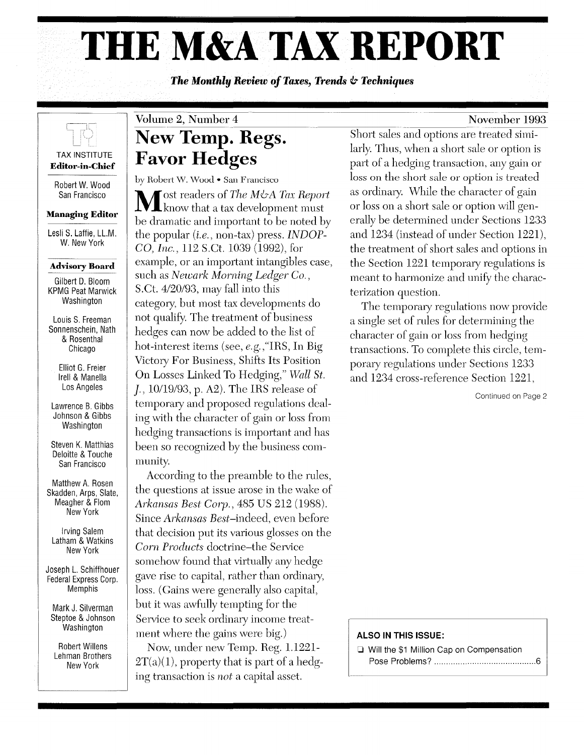# THE M&A TAX REPORT

***The Monthly Review of Taxes, Trends & Techniques***

TAX INSTITUTE

**Editor-in-Chief**

Robert W. Wood
San Francisco

**Managing Editor**

Lesli S. Laffie, LL.M.
W. New York

**Advisory Board**

Gilbert D. Bloom
KPMG Peat Marwick
Washington

Louis S. Freeman
Sonnenschein, Nath & Rosenthal
Chicago

Elliot G. Freier
Irell & Manella
Los Angeles

Lawrence B. Gibbs
Johnson & Gibbs
Washington

Steven K. Matthias
Deloitte & Touche
San Francisco

Matthew A. Rosen
Skadden, Arps, Slate, Meagher & Flom
New York

Irving Salem
Latham & Watkins
New York

Joseph L. Schiffhouer
Federal Express Corp.
Memphis

Mark J. Silverman
Steptoe & Johnson
Washington

Robert Willens
Lehman Brothers
New York

Volume 2, Number 4 — November 1993

# New Temp. Regs. Favor Hedges

by Robert W. Wood • San Francisco

Most readers of *The M&A Tax Report* know that a tax development must be dramatic and important to be noted by the popular (*i.e.*, non-tax) press. *INDOPCO, Inc.*, 112 S.Ct. 1039 (1992), for example, or an important intangibles case, such as *Newark Morning Ledger Co.*, S.Ct. 4/20/93, may fall into this category, but most tax developments do not qualify. The treatment of business hedges can now be added to the list of hot-interest items (see, *e.g.*,"IRS, In Big Victory For Business, Shifts Its Position On Losses Linked To Hedging," *Wall St. J.*, 10/19/93, p. A2). The IRS release of temporary and proposed regulations dealing with the character of gain or loss from hedging transactions is important and has been so recognized by the business community.

According to the preamble to the rules, the questions at issue arose in the wake of *Arkansas Best Corp.*, 485 US 212 (1988). Since *Arkansas Best*–indeed, even before that decision put its various glosses on the *Corn Products* doctrine–the Service somehow found that virtually any hedge gave rise to capital, rather than ordinary, loss. (Gains were generally also capital, but it was awfully tempting for the Service to seek ordinary income treatment where the gains were big.)

Now, under new Temp. Reg. 1.1221-2T(a)(1), property that is part of a hedging transaction is *not* a capital asset.

Short sales and options are treated similarly. Thus, when a short sale or option is part of a hedging transaction, any gain or loss on the short sale or option is treated as ordinary. While the character of gain or loss on a short sale or option will generally be determined under Sections 1233 and 1234 (instead of under Section 1221), the treatment of short sales and options in the Section 1221 temporary regulations is meant to harmonize and unify the characterization question.

The temporary regulations now provide a single set of rules for determining the character of gain or loss from hedging transactions. To complete this circle, temporary regulations under Sections 1233 and 1234 cross-reference Section 1221,

Continued on Page 2

**ALSO IN THIS ISSUE:**

- Will the $1 Million Cap on Compensation Pose Problems? .......... 6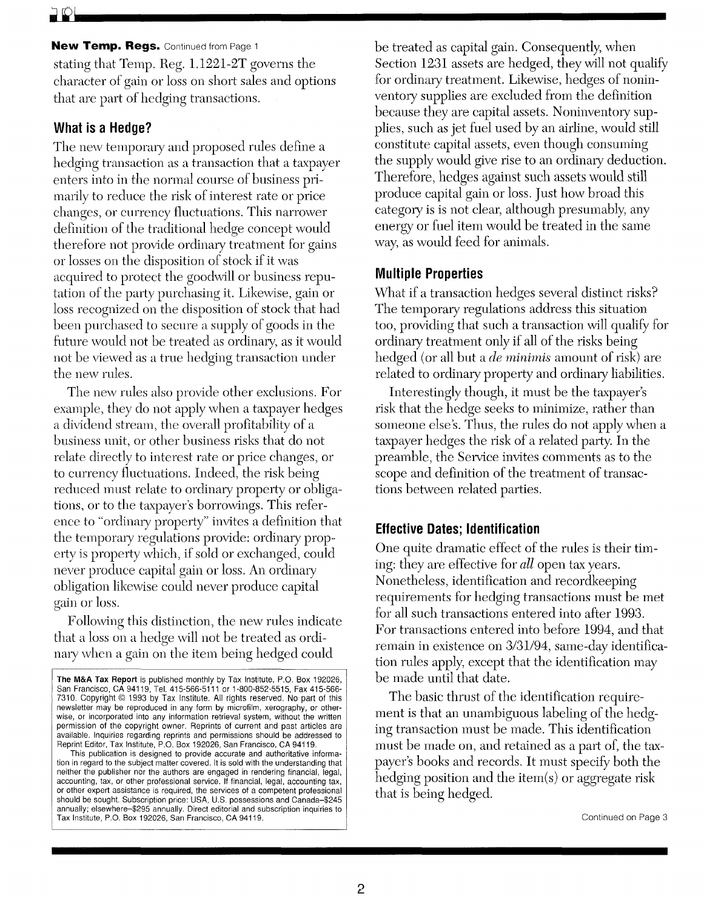**New Temp. Regs.** Continued from Page 1

stating that Temp. Reg. 1.1221-2T governs the character of gain or loss on short sales and options that are part of hedging transactions.

## What is a Hedge?

The new temporary and proposed rules define a hedging transaction as a transaction that a taxpayer enters into in the normal course of business primarily to reduce the risk of interest rate or price changes, or currency fluctuations. This narrower definition of the traditional hedge concept would therefore not provide ordinary treatment for gains or losses on the disposition of stock if it was acquired to protect the goodwill or business reputation of the party purchasing it. Likewise, gain or loss recognized on the disposition of stock that had been purchased to secure a supply of goods in the future would not be treated as ordinary, as it would not be viewed as a true hedging transaction under the new rules.

The new rules also provide other exclusions. For example, they do not apply when a taxpayer hedges a dividend stream, the overall profitability of a business unit, or other business risks that do not relate directly to interest rate or price changes, or to currency fluctuations. Indeed, the risk being reduced must relate to ordinary property or obligations, or to the taxpayer's borrowings. This reference to "ordinary property" invites a definition that the temporary regulations provide: ordinary property is property which, if sold or exchanged, could never produce capital gain or loss. An ordinary obligation likewise could never produce capital gain or loss.

Following this distinction, the new rules indicate that a loss on a hedge will not be treated as ordinary when a gain on the item being hedged could be treated as capital gain. Consequently, when Section 1231 assets are hedged, they will not qualify for ordinary treatment. Likewise, hedges of noninventory supplies are excluded from the definition because they are capital assets. Noninventory supplies, such as jet fuel used by an airline, would still constitute capital assets, even though consuming the supply would give rise to an ordinary deduction. Therefore, hedges against such assets would still produce capital gain or loss. Just how broad this category is is not clear, although presumably, any energy or fuel item would be treated in the same way, as would feed for animals.

## Multiple Properties

What if a transaction hedges several distinct risks? The temporary regulations address this situation too, providing that such a transaction will qualify for ordinary treatment only if all of the risks being hedged (or all but a *de minimis* amount of risk) are related to ordinary property and ordinary liabilities.

Interestingly though, it must be the taxpayer's risk that the hedge seeks to minimize, rather than someone else's. Thus, the rules do not apply when a taxpayer hedges the risk of a related party. In the preamble, the Service invites comments as to the scope and definition of the treatment of transactions between related parties.

## Effective Dates; Identification

One quite dramatic effect of the rules is their timing: they are effective for *all* open tax years. Nonetheless, identification and recordkeeping requirements for hedging transactions must be met for all such transactions entered into after 1993. For transactions entered into before 1994, and that remain in existence on 3/31/94, same-day identification rules apply, except that the identification may be made until that date.

The basic thrust of the identification requirement is that an unambiguous labeling of the hedging transaction must be made. This identification must be made on, and retained as a part of, the taxpayer's books and records. It must specify both the hedging position and the item(s) or aggregate risk that is being hedged.

Continued on Page 3

**The M&A Tax Report** is published monthly by Tax Institute, P.O. Box 192026, San Francisco, CA 94119, Tel. 415-566-5111 or 1-800-852-5515, Fax 415-566-7310. Copyright © 1993 by Tax Institute. All rights reserved. No part of this newsletter may be reproduced in any form by microfilm, xerography, or otherwise, or incorporated into any information retrieval system, without the written permission of the copyright owner. Reprints of current and past articles are available. Inquiries regarding reprints and permissions should be addressed to Reprint Editor, Tax Institute, P.O. Box 192026, San Francisco, CA 94119.

This publication is designed to provide accurate and authoritative information in regard to the subject matter covered. It is sold with the understanding that neither the publisher nor the authors are engaged in rendering financial, legal, accounting, tax, or other professional service. If financial, legal, accounting tax, or other expert assistance is required, the services of a competent professional should be sought. Subscription price: USA, U.S. possessions and Canada–$245 annually; elsewhere–$295 annually. Direct editorial and subscription inquiries to Tax Institute, P.O. Box 192026, San Francisco, CA 94119.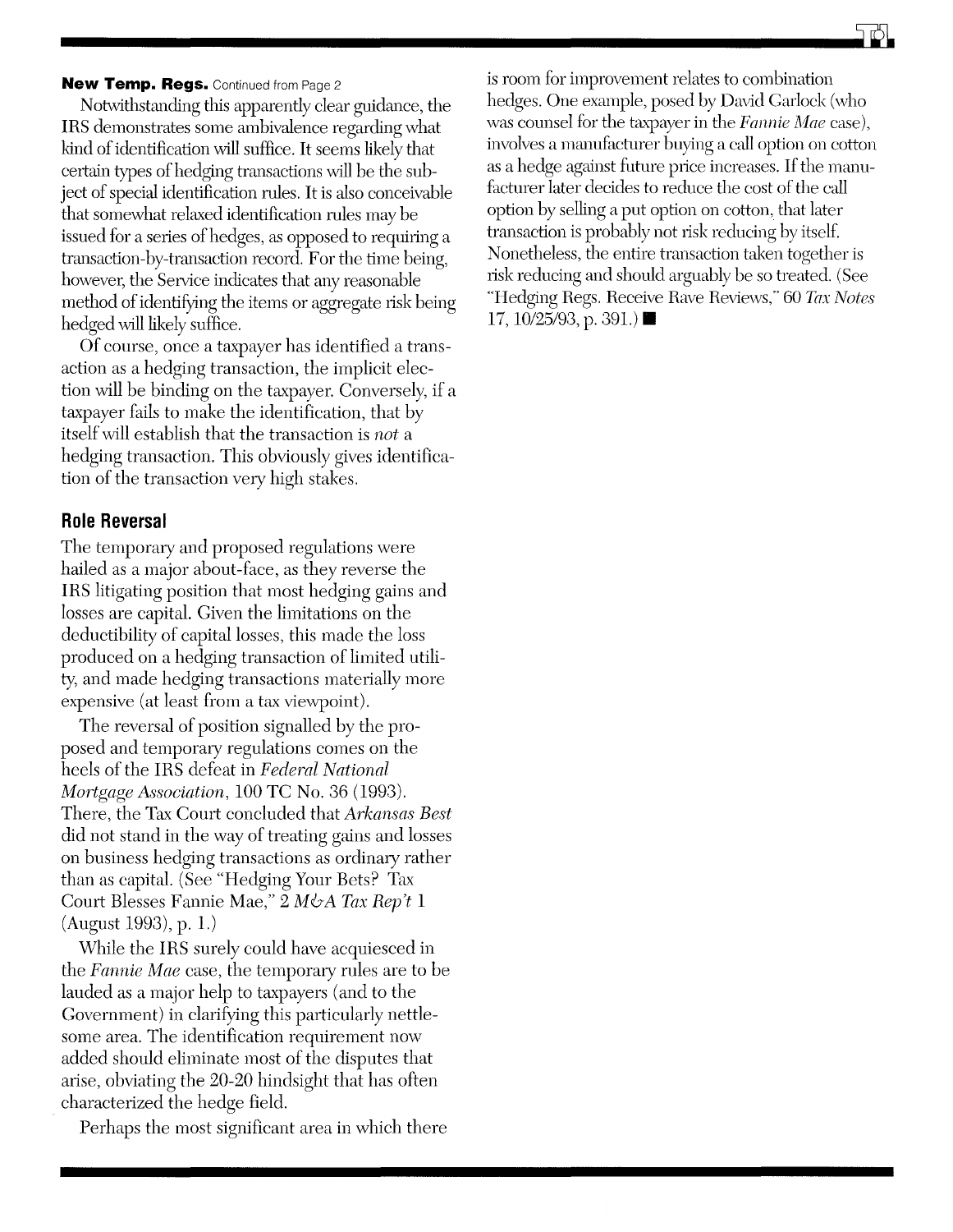**New Temp. Regs.** Continued from Page 2

Notwithstanding this apparently clear guidance, the IRS demonstrates some ambivalence regarding what kind of identification will suffice. It seems likely that certain types of hedging transactions will be the subject of special identification rules. It is also conceivable that somewhat relaxed identification rules may be issued for a series of hedges, as opposed to requiring a transaction-by-transaction record. For the time being, however, the Service indicates that any reasonable method of identifying the items or aggregate risk being hedged will likely suffice.

Of course, once a taxpayer has identified a transaction as a hedging transaction, the implicit election will be binding on the taxpayer. Conversely, if a taxpayer fails to make the identification, that by itself will establish that the transaction is *not* a hedging transaction. This obviously gives identification of the transaction very high stakes.

## Role Reversal

The temporary and proposed regulations were hailed as a major about-face, as they reverse the IRS litigating position that most hedging gains and losses are capital. Given the limitations on the deductibility of capital losses, this made the loss produced on a hedging transaction of limited utility, and made hedging transactions materially more expensive (at least from a tax viewpoint).

The reversal of position signalled by the proposed and temporary regulations comes on the heels of the IRS defeat in *Federal National Mortgage Association*, 100 TC No. 36 (1993). There, the Tax Court concluded that *Arkansas Best* did not stand in the way of treating gains and losses on business hedging transactions as ordinary rather than as capital. (See "Hedging Your Bets? Tax Court Blesses Fannie Mae," 2 *M&A Tax Rep't* 1 (August 1993), p. 1.)

While the IRS surely could have acquiesced in the *Fannie Mae* case, the temporary rules are to be lauded as a major help to taxpayers (and to the Government) in clarifying this particularly nettlesome area. The identification requirement now added should eliminate most of the disputes that arise, obviating the 20-20 hindsight that has often characterized the hedge field.

Perhaps the most significant area in which there is room for improvement relates to combination hedges. One example, posed by David Garlock (who was counsel for the taxpayer in the *Fannie Mae* case), involves a manufacturer buying a call option on cotton as a hedge against future price increases. If the manufacturer later decides to reduce the cost of the call option by selling a put option on cotton, that later transaction is probably not risk reducing by itself. Nonetheless, the entire transaction taken together is risk reducing and should arguably be so treated. (See "Hedging Regs. Receive Rave Reviews," 60 *Tax Notes* 17, 10/25/93, p. 391.) ■